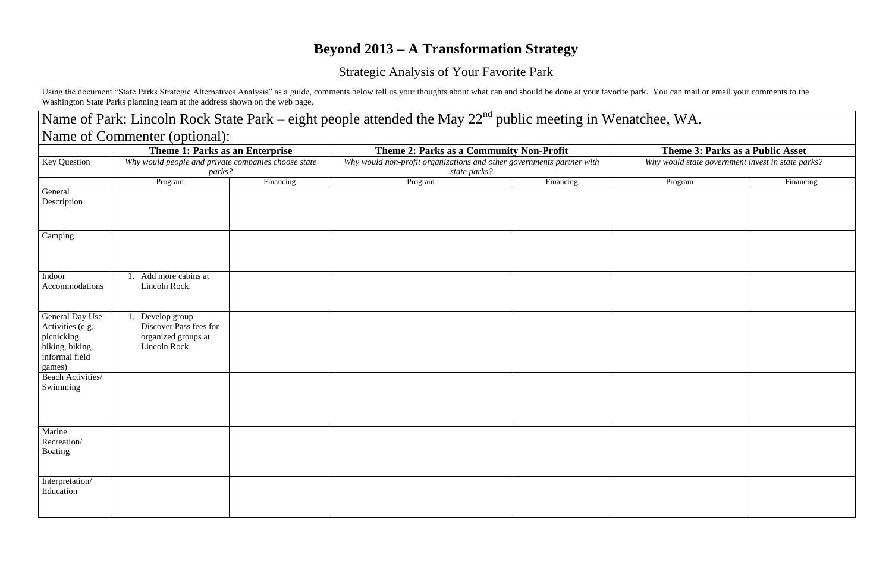# Beyond 2013 – A Transformation Strategy

## Strategic Analysis of Your Favorite Park

Using the document "State Parks Strategic Alternatives Analysis" as a guide, comments below tell us your thoughts about what can and should be done at your favorite park. You can mail or email your comments to the Washington State Parks planning team at the address shown on the web page.

Name of Park: Lincoln Rock State Park – eight people attended the May 22nd public meeting in Wenatchee, WA.

Name of Commenter (optional):

| | **Theme 1: Parks as an Enterprise** | | **Theme 2: Parks as a Community Non-Profit** | | **Theme 3: Parks as a Public Asset** | |
|---|---|---|---|---|---|---|
| Key Question | *Why would people and private companies choose state parks?* | | *Why would non-profit organizations and other governments partner with state parks?* | | *Why would state government invest in state parks?* | |
| | Program | Financing | Program | Financing | Program | Financing |
| General Description | | | | | | |
| Camping | | | | | | |
| Indoor Accommodations | 1. Add more cabins at Lincoln Rock. | | | | | |
| General Day Use Activities (e.g., picnicking, hiking, biking, informal field games) | 1. Develop group Discover Pass fees for organized groups at Lincoln Rock. | | | | | |
| Beach Activities/ Swimming | | | | | | |
| Marine Recreation/ Boating | | | | | | |
| Interpretation/ Education | | | | | | |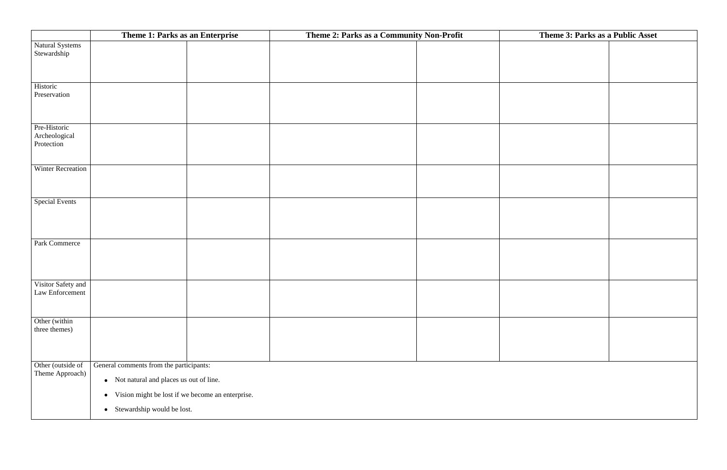| | Theme 1: Parks as an Enterprise | | Theme 2: Parks as a Community Non-Profit | | Theme 3: Parks as a Public Asset | |
|---|---|---|---|---|---|---|
| Natural Systems Stewardship | | | | | | |
| Historic Preservation | | | | | | |
| Pre-Historic Archeological Protection | | | | | | |
| Winter Recreation | | | | | | |
| Special Events | | | | | | |
| Park Commerce | | | | | | |
| Visitor Safety and Law Enforcement | | | | | | |
| Other (within three themes) | | | | | | |
| Other (outside of Theme Approach) | General comments from the participants:<br>• Not natural and places us out of line.<br>• Vision might be lost if we become an enterprise.<br>• Stewardship would be lost. | | | | | |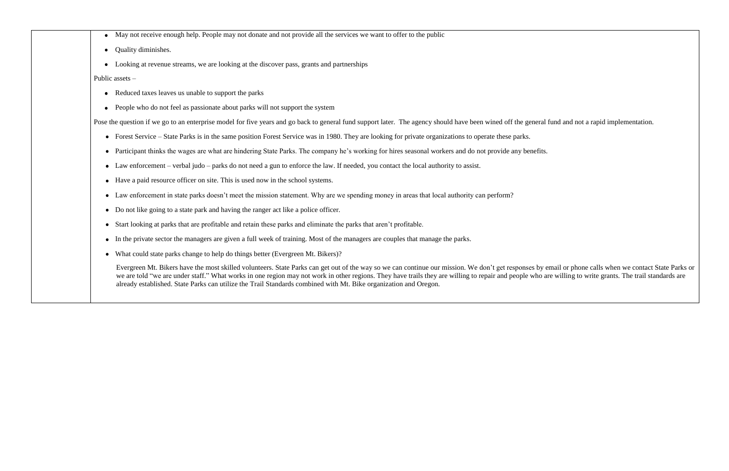| | |
|---|---|
| | • May not receive enough help. People may not donate and not provide all the services we want to offer to the public<br>• Quality diminishes.<br>• Looking at revenue streams, we are looking at the discover pass, grants and partnerships<br><br>Public assets –<br><br>• Reduced taxes leaves us unable to support the parks<br>• People who do not feel as passionate about parks will not support the system<br><br>Pose the question if we go to an enterprise model for five years and go back to general fund support later. The agency should have been wined off the general fund and not a rapid implementation.<br><br>• Forest Service – State Parks is in the same position Forest Service was in 1980. They are looking for private organizations to operate these parks.<br>• Participant thinks the wages are what are hindering State Parks. The company he's working for hires seasonal workers and do not provide any benefits.<br>• Law enforcement – verbal judo – parks do not need a gun to enforce the law. If needed, you contact the local authority to assist.<br>• Have a paid resource officer on site. This is used now in the school systems.<br>• Law enforcement in state parks doesn't meet the mission statement. Why are we spending money in areas that local authority can perform?<br>• Do not like going to a state park and having the ranger act like a police officer.<br>• Start looking at parks that are profitable and retain these parks and eliminate the parks that aren't profitable.<br>• In the private sector the managers are given a full week of training. Most of the managers are couples that manage the parks.<br>• What could state parks change to help do things better (Evergreen Mt. Bikers)?<br><br>Evergreen Mt. Bikers have the most skilled volunteers. State Parks can get out of the way so we can continue our mission. We don't get responses by email or phone calls when we contact State Parks or we are told "we are under staff." What works in one region may not work in other regions. They have trails they are willing to repair and people who are willing to write grants. The trail standards are already established. State Parks can utilize the Trail Standards combined with Mt. Bike organization and Oregon. |